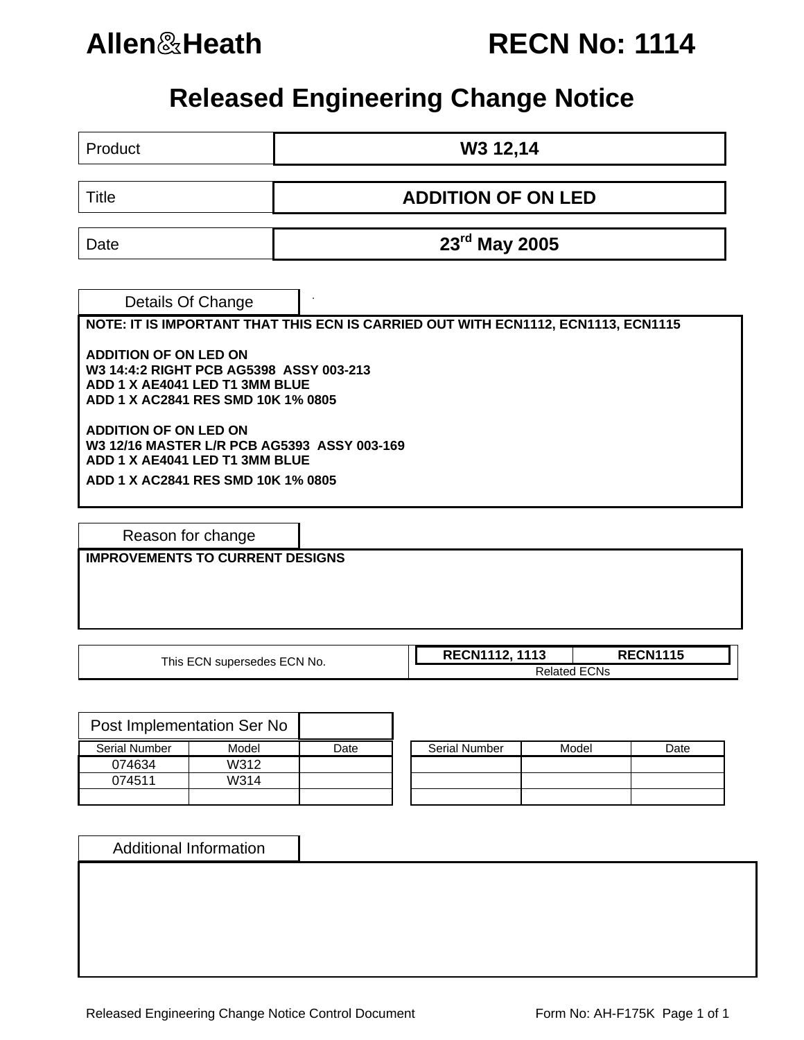# Allen&Heath RECN No: 1114

## Released Engineering Change Notice

| | |
|---|---|
| Product | **W3 12,14** |
| Title | **ADDITION OF ON LED** |
| Date | **23rd May 2005** |

### Details Of Change

**NOTE: IT IS IMPORTANT THAT THIS ECN IS CARRIED OUT WITH ECN1112, ECN1113, ECN1115**

**ADDITION OF ON LED ON**
**W3 14:4:2 RIGHT PCB AG5398 ASSY 003-213**
**ADD 1 X AE4041 LED T1 3MM BLUE**
**ADD 1 X AC2841 RES SMD 10K 1% 0805**

**ADDITION OF ON LED ON**
**W3 12/16 MASTER L/R PCB AG5393 ASSY 003-169**
**ADD 1 X AE4041 LED T1 3MM BLUE**
**ADD 1 X AC2841 RES SMD 10K 1% 0805**

### Reason for change

**IMPROVEMENTS TO CURRENT DESIGNS**

| This ECN supersedes ECN No. | **RECN1112, 1113** | **RECN1115** |
|---|---|---|
| | Related ECNs | |

### Post Implementation Ser No

| Serial Number | Model | Date |
|---|---|---|
| 074634 | W312 | |
| 074511 | W314 | |
| | | |

| Serial Number | Model | Date |
|---|---|---|
| | | |
| | | |
| | | |

### Additional Information

Released Engineering Change Notice Control Document — Form No: AH-F175K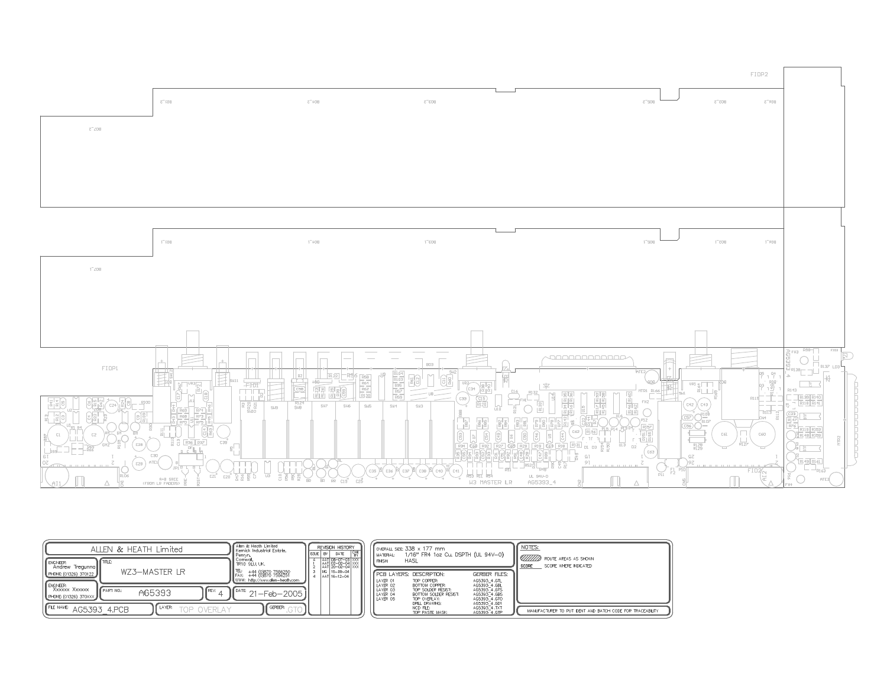| ALLEN & HEATH Limited | | |
|---|---|---|
| ENGINEER: Andrew Tregunna PHONE: (01326) 370122 | TITLE: WZ3–MASTER LR | |
| ENGINEER: Xxxxxx Xxxxxx PHONE: (01326) 370XXX | PART NO.: AG5393 | REV: 4 |
| DATE: 21–Feb–2005 | | |
| FILE NAME: AG5393_4.PCB | LAYER: TOP OVERLAY | GERBER: .GTO |

Allen & Heath Limited
Kernick Industrial Estate,
Penryn,
Cornwall,
TR10 9LU, UK.

TEL: +44 (0)870 7556250
FAX: +44 (0)870 7556251
WWW: http://www.allen-heath.com

**REVISION HISTORY**

| ISSUE | BY | DATE | CHK BY |
|---|---|---|---|
| 4 | AAT | 08–07–03 | XXX |
| 1 | AAT | 02–02–04 | XXX |
| 2 | AAT | 20–02–04 | XXX |
| 3 | MG | 15–09–04 | |
| 4 | AAT | 16–12–04 | |

OVERALL SIZE: 338 x 177 mm
MATERIAL: 1/16" FR4 1oz Cu. DSPTH (UL 94V–0)
FINISH: HASL

| PCB LAYERS: | DESCRIPTION: | GERBER FILES: |
|---|---|---|
| LAYER 01 | TOP COPPER: | AG5393_4.GTL |
| LAYER 02 | BOTTOM COPPER: | AG5393_4.GBL |
| LAYER 03 | TOP SOLDER RESIST: | AG5393_4.GTS |
| LAYER 04 | BOTTOM SOLDER RESIST: | AG5393_4.GBS |
| LAYER 05 | TOP OVERLAY: | AG5393_4.GTO |
| | DRILL DRAWING: | AG5393_4.GD1 |
| | NCD FILE: | AG5393_4.TXT |
| | TOP PASTE MASK: | AG5393_4.GTP |

NOTES:

ROUTE AREAS AS SHOWN

SCORE — SCORE WHERE INDICATED

MANUFACTURER TO PUT IDENT AND BATCH CODE FOR TRACEABILITY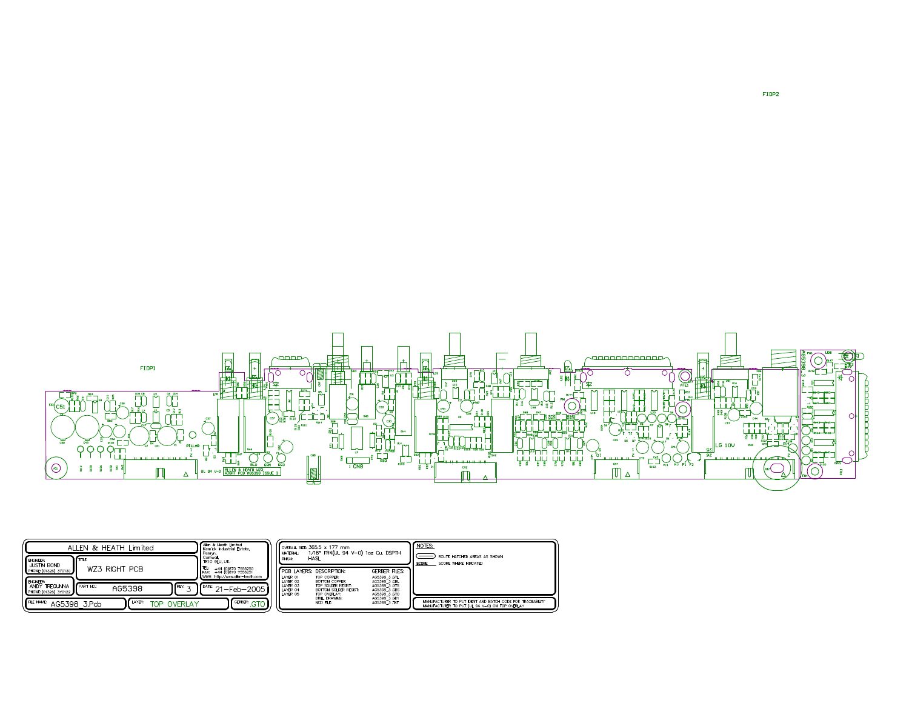FIDP2

FIDP1

ALLEN & HEATH WZ3
RIGHT PCB AG5398 ISSUE 3

| ALLEN & HEATH Limited | Allen & Heath Limited<br>Kernick Industrial Estate,<br>Penryn,<br>Cornwall,<br>TR10 9LU, UK.<br>TEL: +44 (0)870 7556250<br>FAX: +44 (0)870 7556251<br>WWW: http://www.allen-heath.com |
|---|---|
| ENGINEER: JUSTIN BOND<br>PHONE (01326) 370130 | TITLE: WZ3 RIGHT PCB |
| ENGINEER: ANDY TREGUNNA<br>PHONE (01326) 370122 | PART NO: AG5398 — REV: 3 — DATE: 21-Feb-2005 |
| FILE NAME: AG5398_3.Pcb | LAYER: TOP OVERLAY — GERBER: .GTO |

OVERALL SIZE: 365.5 x 177 mm
MATERIAL: 1/16" FR4(UL 94 V-0) 1oz Cu. DSPTH
FINISH: HASL

| PCB LAYERS: | DESCRIPTION: | GERBER FILES: |
|---|---|---|
| LAYER 01 | TOP COPPER: | AG5398_3.GTL |
| LAYER 02 | BOTTOM COPPER: | AG5398_3.GBL |
| LAYER 03 | TOP SOLDER RESIST: | AG5398_3.GTS |
| LAYER 04 | BOTTOM SOLDER RESIST: | AG5398_3.GBS |
| LAYER 05 | TOP OVERLAY: | AG5398_3.GTO |
| | DRILL DRAWING: | AG5398_3.GD1 |
| | NCD FILE: | AG5398_3.TXT |

NOTES:

ROUTE HATCHED AREAS AS SHOWN

SCORE — SCORE WHERE INDICATED

MANUFACTURER TO PUT IDENT AND BATCH CODE FOR TRACEABILITY
MANUFACTURER TO PUT (UL 94 V-0) ON TOP OVERLAY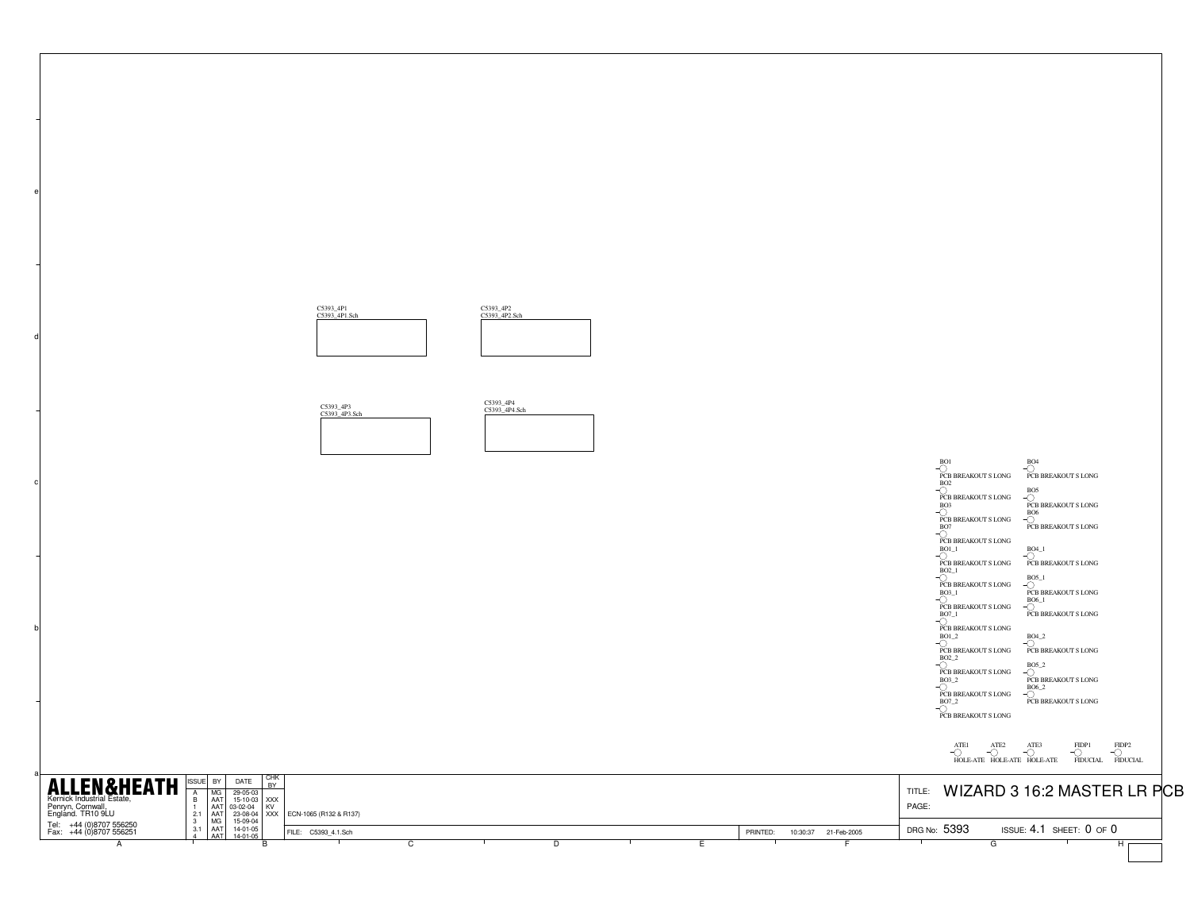C5393_4P1
C5393_4P1.Sch

C5393_4P2
C5393_4P2.Sch

C5393_4P3
C5393_4P3.Sch

C5393_4P4
C5393_4P4.Sch

BO1 PCB BREAKOUT S LONG
BO2 PCB BREAKOUT S LONG
BO3 PCB BREAKOUT S LONG
BO7 PCB BREAKOUT S LONG
BO4 PCB BREAKOUT S LONG
BO5 PCB BREAKOUT S LONG
BO6 PCB BREAKOUT S LONG

BO1_1 PCB BREAKOUT S LONG
BO2_1 PCB BREAKOUT S LONG
BO3_1 PCB BREAKOUT S LONG
BO7_1 PCB BREAKOUT S LONG
BO4_1 PCB BREAKOUT S LONG
BO5_1 PCB BREAKOUT S LONG
BO6_1 PCB BREAKOUT S LONG

BO1_2 PCB BREAKOUT S LONG
BO2_2 PCB BREAKOUT S LONG
BO3_2 PCB BREAKOUT S LONG
BO7_2 PCB BREAKOUT S LONG
BO4_2 PCB BREAKOUT S LONG
BO5_2 PCB BREAKOUT S LONG
BO6_2 PCB BREAKOUT S LONG

ATE1 HOLE-ATE
ATE2 HOLE-ATE
ATE3 HOLE-ATE
FIDP1 FIDUCIAL
FIDP2 FIDUCIAL

**ALLEN&HEATH**
Kernick Industrial Estate,
Penryn, Cornwall,
England. TR10 9LU
Tel: +44 (0)8707 556250
Fax: +44 (0)8707 556251

| ISSUE | BY | DATE | CHK BY | |
|---|---|---|---|---|
| A | MG | 29-05-03 | | |
| B | AAT | 15-10-03 | XXX | |
| 1 | AAT | 03-02-04 | KV | |
| 2.1 | AAT | 23-08-04 | XXX | ECN-1065 (R132 & R137) |
| 3 | MG | 15-09-04 | | |
| 3.1 | AAT | 14-01-05 | | |
| 4 | AAT | 14-01-05 | | |

FILE: C5393_4.1.Sch

PRINTED: 10:30:37 21-Feb-2005

TITLE: WIZARD 3 16:2 MASTER LR PCB

PAGE:

DRG No: 5393 ISSUE: 4.1 SHEET: 0 OF 0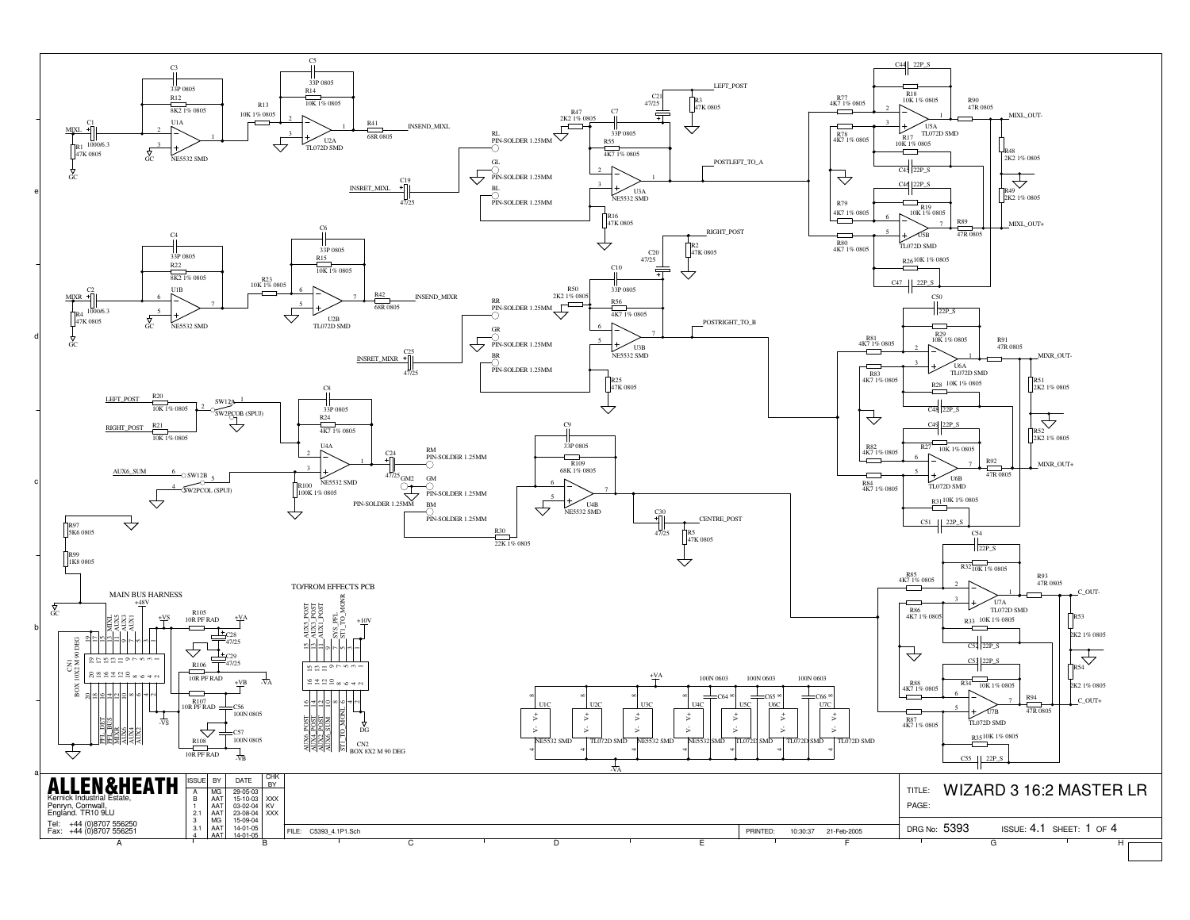| ISSUE | BY | DATE | CHK BY |
|---|---|---|---|
| A | MG | 29-05-03 | |
| B | AAT | 15-10-03 | XXX |
| 1 | AAT | 03-02-04 | KV |
| 2.1 | AAT | 23-08-04 | XXX |
| 3 | MG | 15-09-04 | |
| 3.1 | AAT | 14-01-05 | |
| 4 | AAT | 14-01-05 | |

**ALLEN&HEATH**
Kernick Industrial Estate,
Penryn, Cornwall,
England. TR10 9LU

Tel: +44 (0)8707 556250
Fax: +44 (0)8707 556251

FILE: C5393_4.1P1.Sch

PRINTED: 10:30:37 21-Feb-2005

TITLE: WIZARD 3 16:2 MASTER LR

PAGE:

DRG No: 5393 ISSUE: 4.1 SHEET: 1 OF 4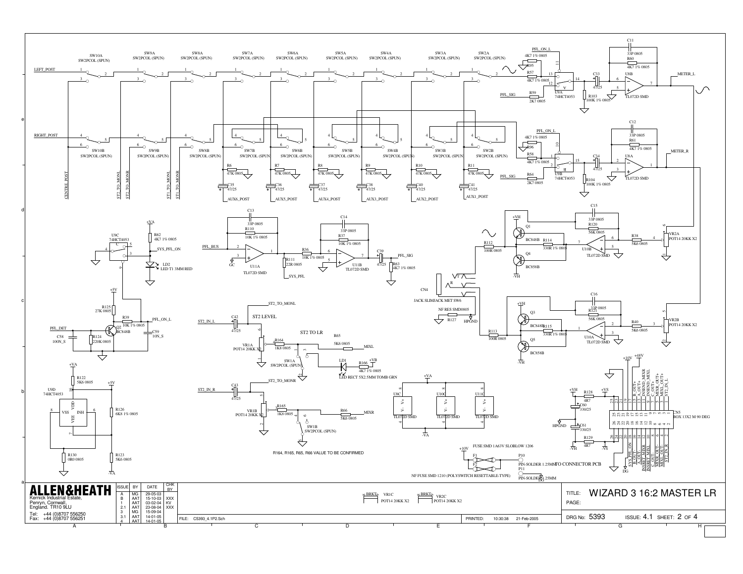WIZARD 3 16:2 MASTER LR

| ISSUE | BY | DATE | CHK BY |
|---|---|---|---|
| A | MG | 29-05-03 | |
| B | AAT | 15-10-03 | XXX |
| 1 | AAT | 03-02-04 | KV |
| 2.1 | AAT | 23-08-04 | XXX |
| 3 | MG | 15-09-04 | |
| 3.1 | AAT | 14-01-05 | |
| 4 | AAT | 14-01-05 | |

ALLEN&HEATH
Kernick Industrial Estate,
Penryn, Cornwall,
England. TR10 9LU
Tel: +44 (0)8707 556250
Fax: +44 (0)8707 556251

FILE: C5393_4.1P2.Sch

PRINTED: 10:30:38 21-Feb-2005

TITLE: WIZARD 3 16:2 MASTER LR

DRG No: 5393 ISSUE: 4.1 SHEET: 2 OF 4

R164, R165, R66 VALUE TO BE CONFIRMED

NF FUSE SMD 1210 (POLYSWITCH RESETTABLE-TYPE)

FUSE SMD 1A63V SLOBLOW 1206

TO CONNECTOR PCB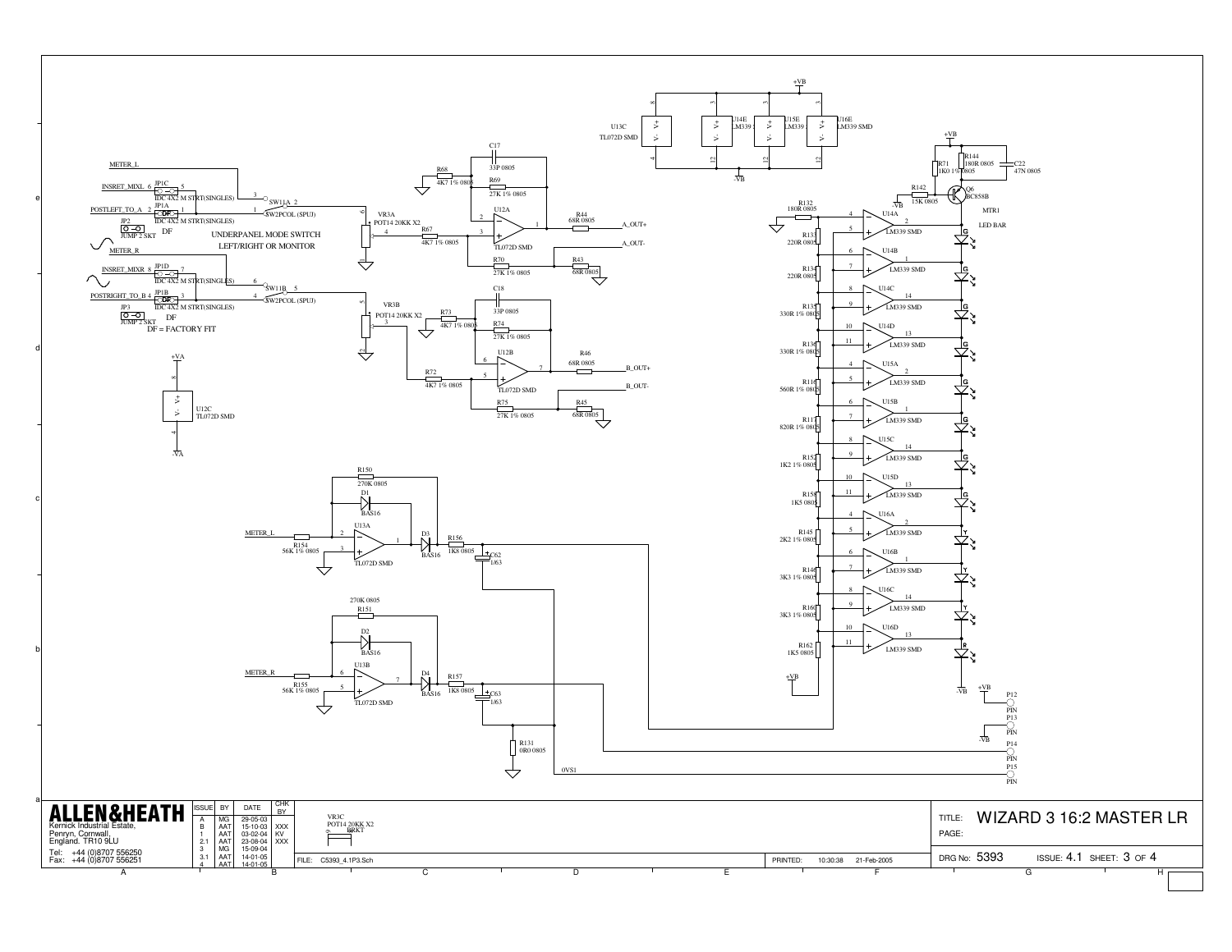# WIZARD 3 16:2 MASTER LR

METER_L
INSRET_MIXL 6 JP1C 5
POSTLEFT_TO_A 2 JP1A 1
IDC 4X2 M STRT(SINGLES)
JP2 JUMP 2 SKT DF
SW11A 2 SW2PCOL (SPUJ)
UNDERPANEL MODE SWITCH LEFT/RIGHT OR MONITOR
METER_R
INSRET_MIXR 8 JP1D 7
POSTRIGHT_TO_B 4 JP1B 3
JP3 JUMP 2 SKT DF
SW11B 5
DF = FACTORY FIT

VR3A POT14 20KK X2
VR3B POT14 20KK X2
R67 4K7 1% 0805
R68 4K7 1% 0805
C17 33P 0805
R69 27K 1% 0805
U12A TL072D SMD
R44 68R 0805 — A_OUT+
R70 27K 1% 0805
R43 68R 0805 — A_OUT-
C18 33P 0805
R73 4K7 1% 0805
R74 27K 1% 0805
U12B TL072D SMD
R72 4K7 1% 0805
R46 68R 0805 — B_OUT+
R75 27K 1% 0805
R45 68R 0805 — B_OUT-

U12C TL072D SMD (+VA, -VA)
U13C TL072D SMD, U14E LM339, U15E LM339, U16E LM339 SMD (+VB, -VB)

R150 270K 0805, D1 BAS16, U13A TL072D SMD, R154 56K 1% 0805, D3 BAS16, R156 1K8 0805, C62 1/63
R151 270K 0805, D2 BAS16, U13B TL072D SMD, R155 56K 1% 0805, D4 BAS16, R157 1K8 0805, C63 1/63
R131 0R0 0805
0VS1

R132 180R 0805
R133 220R 0805, R134 220R 0805, R135 330R 1% 0805, R136 330R 1% 0805, R116 560R 1% 0805, R117 820R 1% 0805, R152 1K2 1% 0805, R153 1K5 0805, R145 2K2 1% 0805, R146 3K3 1% 0805, R160 3K3 1% 0805, R162 1K5 0805
U14A–U14D, U15A–U15D, U16A–U16D LM339 SMD
R71 1K0 1% 0805, R144 180R 0805, C22 47N 0805, R142 15K 0805, Q6 BC858B
MTR1 LED BAR
P12 PIN, P13 PIN, P14 PIN, P15 PIN

VR3C POT14 20KK X2 BRKT

ALLEN&HEATH
Kernick Industrial Estate, Penryn, Cornwall, England. TR10 9LU
Tel: +44 (0)8707 556250
Fax: +44 (0)8707 556251

| ISSUE | BY | DATE | CHK BY |
|---|---|---|---|
| A | MG | 29-05-03 | |
| B | AAT | 15-10-03 | XXX |
| 1 | AAT | 03-02-04 | KV |
| 2.1 | AAT | 23-08-04 | XXX |
| 3 | MG | 15-09-04 | |
| 3.1 | AAT | 14-01-05 | |
| 4 | AAT | 14-01-05 | |

FILE: C5393_4.1P3.Sch
PRINTED: 10:30:38 21-Feb-2005

TITLE: WIZARD 3 16:2 MASTER LR
PAGE:
DRG No: 5393 ISSUE: 4.1 SHEET: 3 OF 4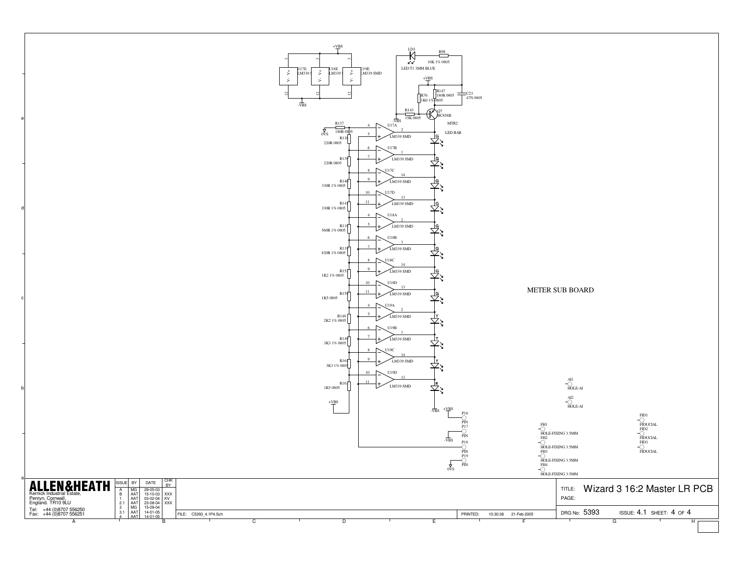# METER SUB BOARD

+VBS

| | | |
|---|---|---|
| U17E LM339 SMD | U18E LM339 SMD | U19E LM339 SMD |

-VBS

LD3 LED T1 3MM BLUE

R98 10K 1% 0805

+VBS

R147 180R 0805

R76 1K0 1% 0805

C23 47N 0805

R143 15K 0805

Q7 BC858B

-VBS

MTR2 LED BAR

R137 180R 0805

0VS

| Resistor | Value | Comparator | LED |
|---|---|---|---|
| R138 | 220R 0805 | U17A LM339 SMD | G |
| R139 | 220R 0805 | U17B LM339 SMD | G |
| R140 | 330R 1% 0805 | U17C LM339 SMD | G |
| R141 | 330R 1% 0805 | U17D LM339 SMD | G |
| R118 | 560R 1% 0805 | U18A LM339 SMD | G |
| R119 | 820R 1% 0805 | U18B LM339 SMD | G |
| R151 | 1K2 1% 0805 | U18C LM339 SMD | G |
| R159 | 1K5 0805 | U18D LM339 SMD | G |
| R148 | 2K2 1% 0805 | U19A LM339 SMD | Y |
| R149 | 3K3 1% 0805 | U19B LM339 SMD | Y |
| R161 | 3K3 1% 0805 | U19C LM339 SMD | Y |
| R162 | 1K5 0805 | U19D LM339 SMD | R |

+VBS

-VBS

+VBS P16 PIN

-VBS P17 PIN

P18 PIN

0VS P19 PIN

AI1 HOLE-AI

AI2 HOLE-AI

FH1 HOLE-FIXING 3.5MM

FH2 HOLE-FIXING 3.5MM

FH3 HOLE-FIXING 3.5MM

FH4 HOLE-FIXING 3.5MM

FID1 FIDUCIAL

FID2 FIDUCIAL

FID3 FIDUCIAL

**ALLEN&HEATH**

Kernick Industrial Estate,
Penryn, Cornwall,
England. TR10 9LU

Tel: +44 (0)8707 556250
Fax: +44 (0)8707 556251

| ISSUE | BY | DATE | CHK BY |
|---|---|---|---|
| A | MG | 29-05-03 | |
| B | AAT | 15-10-03 | XXX |
| 1 | AAT | 03-02-04 | KV |
| 2.1 | AAT | 23-08-04 | XXX |
| 3 | MG | 15-09-04 | |
| 3.1 | AAT | 14-01-05 | |
| 4 | AAT | 14-01-05 | |

FILE: C5393_4.1P4.Sch

PRINTED: 10:30:38 21-Feb-2005

TITLE: Wizard 3 16:2 Master LR PCB

PAGE:

DRG No: 5393 ISSUE: 4.1 SHEET: 4 OF 4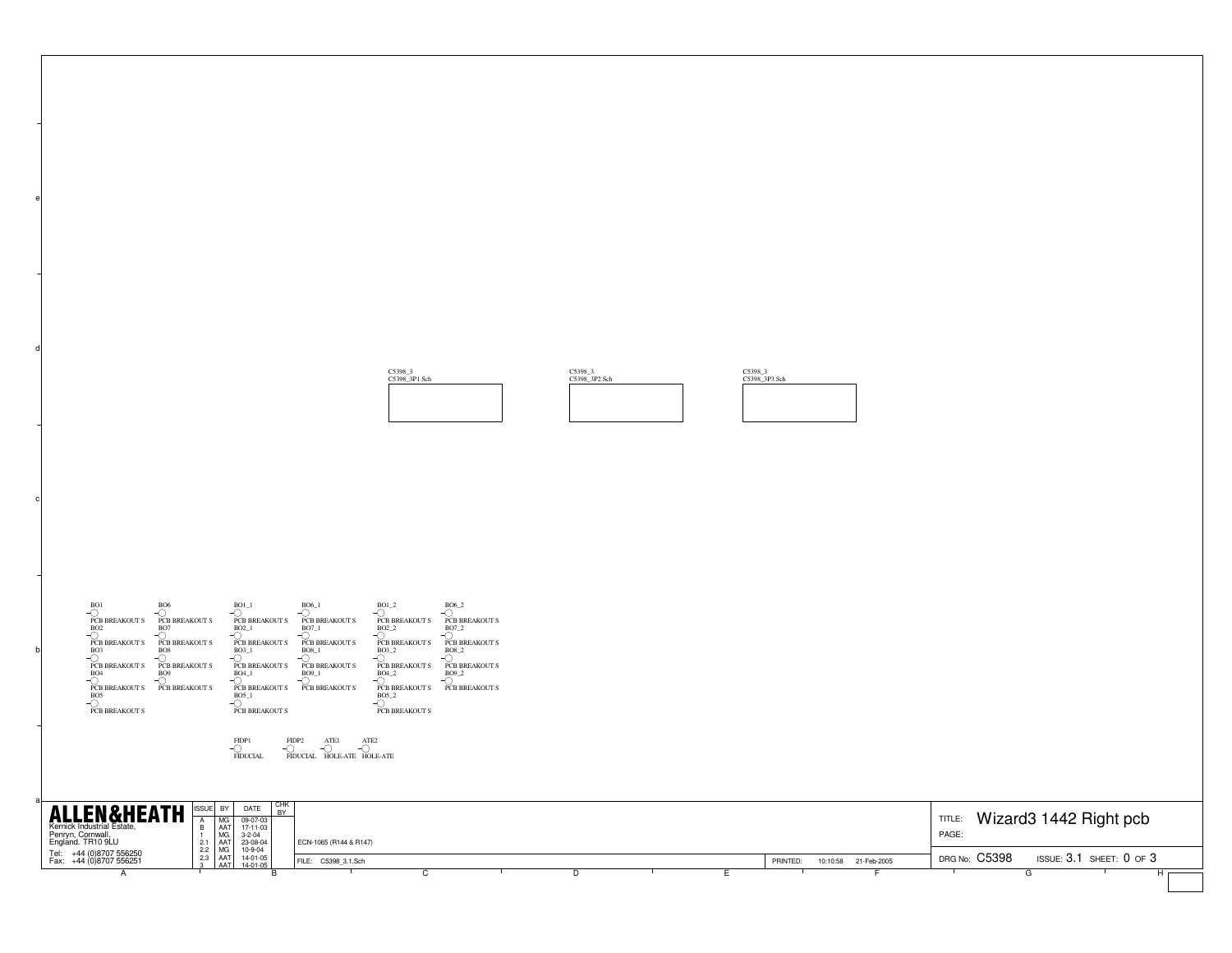C5398_3
C5398_3P1.Sch

C5398_3
C5398_3P2.Sch

C5398_3
C5398_3P3.Sch

BO1 PCB BREAKOUT S
BO2 PCB BREAKOUT S
BO3 PCB BREAKOUT S
BO4 PCB BREAKOUT S
BO5 PCB BREAKOUT S
BO6 PCB BREAKOUT S
BO7 PCB BREAKOUT S
BO8 PCB BREAKOUT S
BO9 PCB BREAKOUT S

BO1_1 PCB BREAKOUT S
BO2_1 PCB BREAKOUT S
BO3_1 PCB BREAKOUT S
BO4_1 PCB BREAKOUT S
BO5_1 PCB BREAKOUT S
BO6_1 PCB BREAKOUT S
BO7_1 PCB BREAKOUT S
BO8_1 PCB BREAKOUT S
BO9_1 PCB BREAKOUT S

BO1_2 PCB BREAKOUT S
BO2_2 PCB BREAKOUT S
BO3_2 PCB BREAKOUT S
BO4_2 PCB BREAKOUT S
BO5_2 PCB BREAKOUT S
BO6_2 PCB BREAKOUT S
BO7_2 PCB BREAKOUT S
BO8_2 PCB BREAKOUT S
BO9_2 PCB BREAKOUT S

FIDP1 FIDUCIAL
FIDP2 FIDUCIAL
ATE1 HOLE-ATE
ATE2 HOLE-ATE

**ALLEN&HEATH**
Kernick Industrial Estate,
Penryn, Cornwall,
England. TR10 9LU
Tel: +44 (0)8707 556250
Fax: +44 (0)8707 556251

| ISSUE | BY | DATE | CHK BY | |
|---|---|---|---|---|
| A | MG | 09-07-03 | | |
| B | AAT | 17-11-03 | | |
| 1 | MG | 3-2-04 | | |
| 2.1 | AAT | 23-08-04 | | ECN-1065 (R144 & R147) |
| 2.2 | MG | 10-9-04 | | |
| 2.3 | AAT | 14-01-05 | | |
| 3 | AAT | 14-01-05 | | |

FILE: C5398_3.1.Sch

PRINTED: 10:10:58 21-Feb-2005

TITLE: Wizard3 1442 Right pcb
PAGE:

DRG No: C5398 ISSUE: 3.1 SHEET: 0 OF 3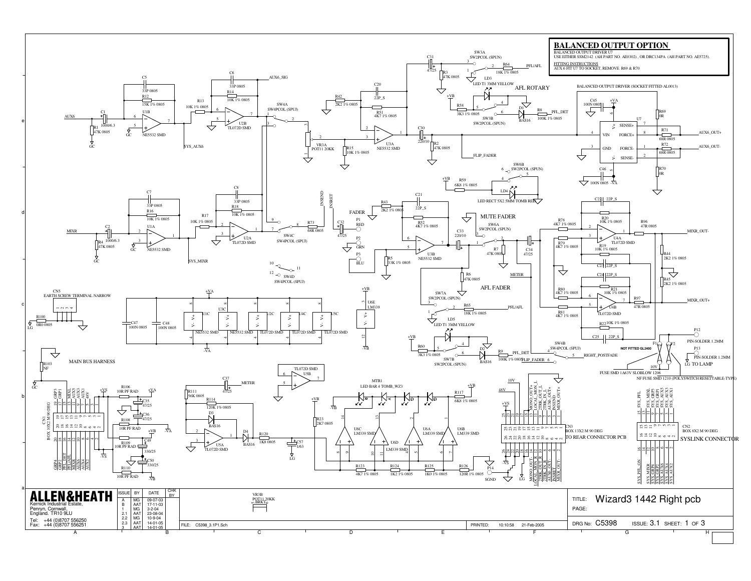## BALANCED OUTPUT OPTION

BALANCED OUTPUT DRIVER U7
USE EITHER SSM2142 (AH PART NO. AE0302) , OR DRC134PA (AH PART NO. AE5725).

FITTING INSTRUCTIONS
AUX 6 FIT U7 TO SOCKET, REMOVE R69 & R70

BALANCED OUTPUT DRIVER (SOCKET FITTED AL0013)

AFL ROTARY

FADER

MUTE FADER

AFL FADER

MAIN BUS HARNESS

TO REAR CONNECTOR PCB

SYSLINK CONNECTOR

NOT FITTED GL2400

FUSE SMD 1A63V SLOBLOW 1206

NF FUSE SMD 1210 (POLYSWITCH RESETTABLE-TYPE)

LG TO LAMP

| ISSUE | BY | DATE | CHK BY |
|---|---|---|---|
| A | MG | 09-07-03 | |
| B | AAT | 17-11-03 | |
| 1 | MG | 3-2-04 | |
| 2.1 | AAT | 23-08-04 | |
| 2.2 | MG | 10-9-04 | |
| 2.3 | AAT | 14-01-05 | |
| 3 | AAT | 14-01-05 | |

**ALLEN&HEATH**
Kernick Industrial Estate,
Penryn, Cornwall,
England. TR10 9LU
Tel: +44 (0)8707 556250
Fax: +44 (0)8707 556251

FILE: C5398_3.1P1.Sch

PRINTED: 10:10:58 21-Feb-2005

TITLE: Wizard3 1442 Right pcb

PAGE:

DRG No: C5398 ISSUE: 3.1 SHEET: 1 OF 3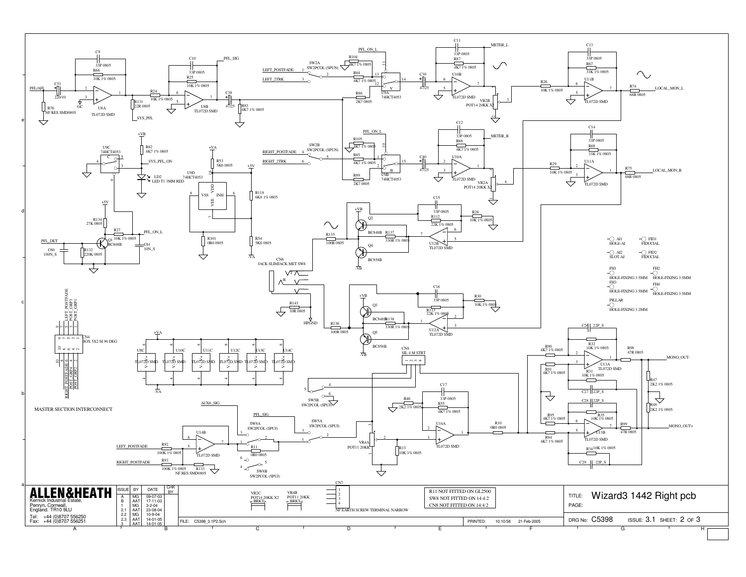| ALLEN&HEATH | ISSUE | BY | DATE | CHK BY |
|---|---|---|---|---|
| Kernick Industrial Estate, Penryn, Cornwall, England. TR10 9LU | A | MG | 09-07-03 | |
| | B | AAT | 17-11-03 | |
| | 1 | MG | 3-2-04 | |
| | 2.1 | AAT | 23-08-04 | |
| | 2.2 | MG | 10-9-04 | |
| Tel: +44 (0)8707 556250 | 2.3 | AAT | 14-01-05 | |
| Fax: +44 (0)8707 556251 | 3 | AAT | 14-01-05 | |

MASTER SECTION INTERCONNECT

R11 NOT FITTED ON GL2500
SW8 NOT FITTED ON 14:4:2
CN8 NOT FITTED ON 14:4:2

FILE: C5398_3.1P2.Sch

PRINTED: 10:10:58 21-Feb-2005

TITLE: Wizard3 1442 Right pcb

PAGE:

DRG No: C5398 ISSUE: 3.1 SHEET: 2 OF 3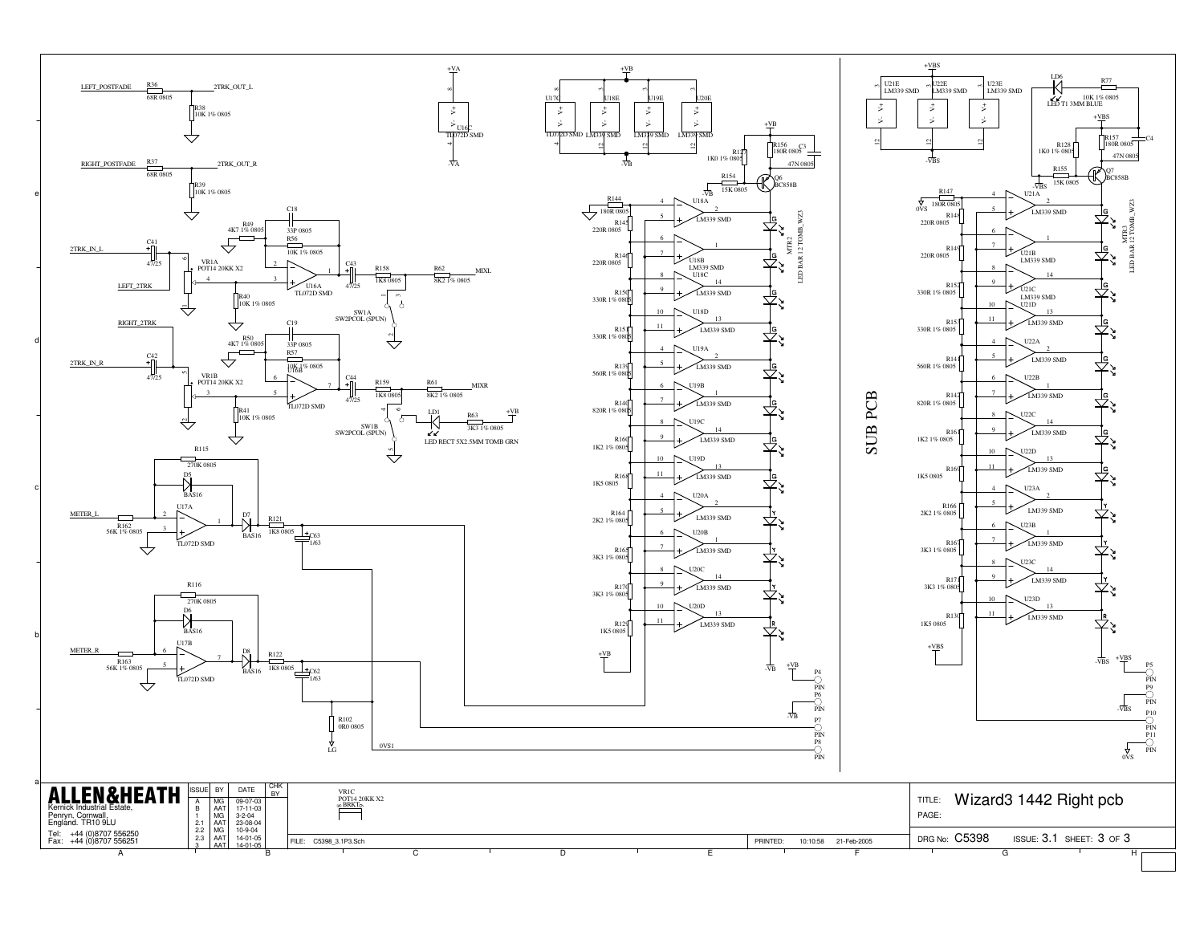LEFT_POSTFADE R36 68R 0805 2TRK_OUT_L
R38 10K 1% 0805

RIGHT_POSTFADE R37 68R 0805 2TRK_OUT_R
R39 10K 1% 0805

2TRK_IN_L C41 47/25 VR1A POT14 20KK X2 LEFT_2TRK
R49 4K7 1% 0805 C18 33P 0805 R56 10K 1% 0805 U16A TL072D SMD R40 10K 1% 0805
C43 47/25 R158 1K8 0805 R62 8K2 1% 0805 MIXL
SW1A SW2PCOL (SPUN)

RIGHT_2TRK
2TRK_IN_R C42 47/25 VR1B POT14 20KK X2
R50 4K7 1% 0805 C19 33P 0805 R57 10K 1% 0805 U16B TL072D SMD R41 10K 1% 0805
C44 47/25 R159 1K8 0805 R61 8K2 1% 0805 MIXR
SW1B SW2PCOL (SPUN)
LD1 LED RECT 5X2.5MM TOMB GRN R63 3K3 1% 0805 +VB

R115 270K 0805 D5 BAS16
METER_L R162 56K 1% 0805 U17A TL072D SMD D7 BAS16 R121 1K8 0805 C63 1/63

R116 270K 0805 D6 BAS16
METER_R R163 56K 1% 0805 U17B TL072D SMD D8 BAS16 R122 1K8 0805 C62 1/63

R102 0R0 0805 LG 0VS1

+VA U16C TL072D SMD -VA
+VB U17C TL072D SMD U18E LM339 SMD U19E LM339 SMD U20E LM339 SMD -VB

+VB R127 1K0 1% 0805 R156 180R 0805 C3 47N 0805 R154 15K 0805 Q6 BC858B -VB

R144 180R 0805 R145 220R 0805 R146 220R 0805 R150 330R 1% 0805 R151 330R 1% 0805 R139 560R 1% 0805 R140 820R 1% 0805 R160 1K2 1% 0805 R168 1K5 0805 R164 2K2 1% 0805 R165 3K3 1% 0805 R170 3K3 1% 0805 R129 1K5 0805 +VB

U18A U18B U18C U18D U19A U19B U19C U19D U20A U20B U20C U20D LM339 SMD

MTR2 LED BAR 12 TOMB_WZ3

-VB +VB P4 PIN P6 PIN -VB P7 PIN P8 PIN

SUB PCB

+VBS U21E LM339 SMD U22E LM339 SMD U23E LM339 SMD -VBS

LD6 LED T1 3MM BLUE R77 10K 1% 0805
+VBS R128 1K0 1% 0805 R157 180R 0805 C4 47N 0805 R155 15K 0805 Q7 BC858B -VBS

0VS R147 180R 0805 R148 220R 0805 R149 220R 0805 R152 330R 1% 0805 R153 330R 1% 0805 R142 560R 1% 0805 R143 820R 1% 0805 R161 1K2 1% 0805 R169 1K5 0805 R166 2K2 1% 0805 R167 3K3 1% 0805 R171 3K3 1% 0805 R130 1K5 0805 +VBS

U21A U21B U21C U21D U22A U22B U22C U22D U23A U23B U23C U23D LM339 SMD

MTR3 LED BAR 12 TOMB_WZ3

-VBS +VBS P5 PIN P9 PIN -VBS P10 PIN P11 PIN 0VS

VR1C POT14 20KK X2 BRKT

ALLEN&HEATH
Kernick Industrial Estate,
Penryn, Cornwall,
England. TR10 9LU
Tel: +44 (0)8707 556250
Fax: +44 (0)8707 556251

| ISSUE | BY | DATE | CHK BY |
|---|---|---|---|
| A | MG | 09-07-03 | |
| B | AAT | 17-11-03 | |
| 1 | MG | 3-2-04 | |
| 2.1 | AAT | 23-08-04 | |
| 2.2 | MG | 10-9-04 | |
| 2.3 | AAT | 14-01-05 | |
| 3 | AAT | 14-01-05 | |

FILE: C5398_3.1P3.Sch PRINTED: 10:10:58 21-Feb-2005

TITLE: Wizard3 1442 Right pcb
PAGE:
DRG No: C5398 ISSUE: 3.1 SHEET: 3 OF 3